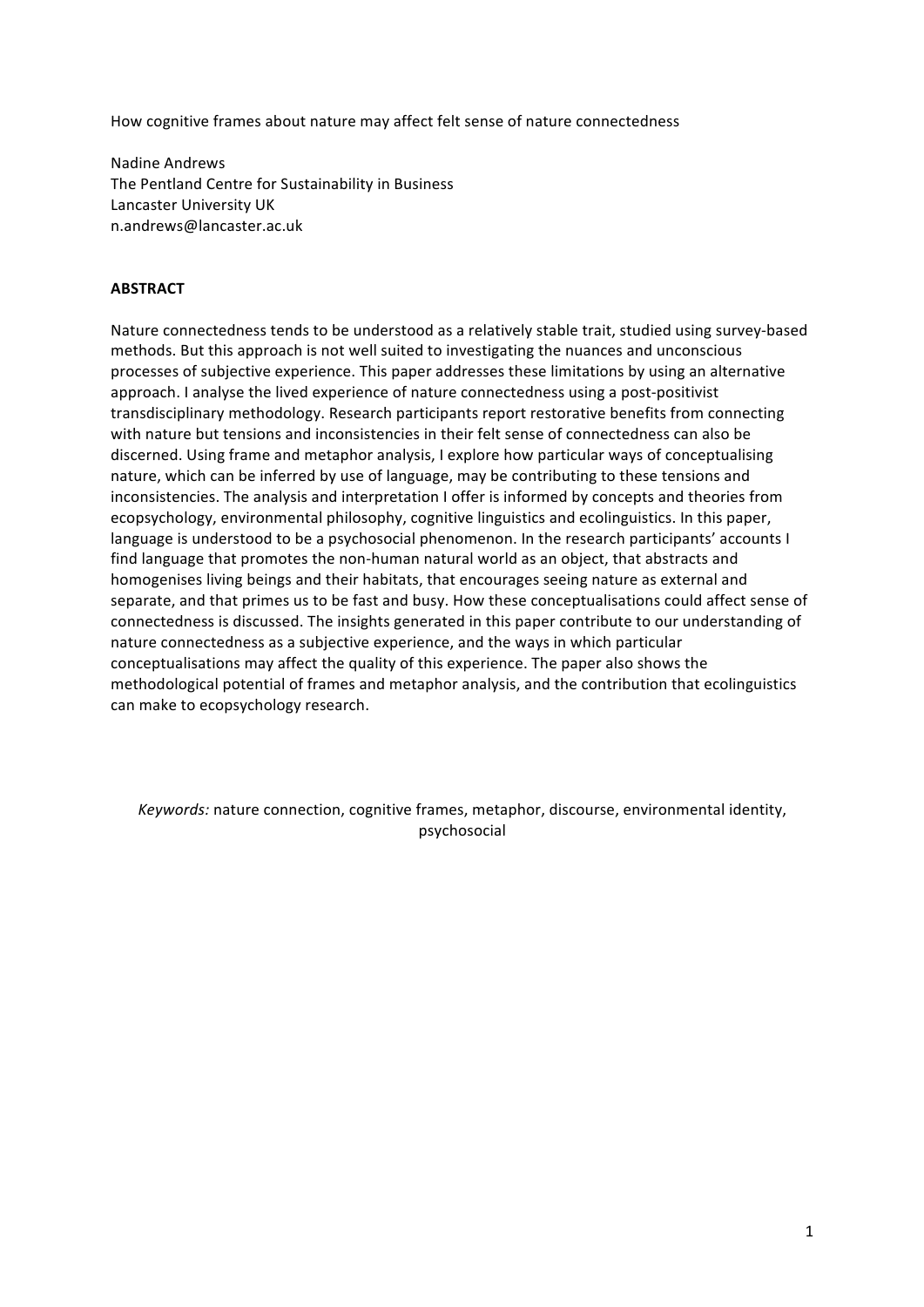# How cognitive frames about nature may affect felt sense of nature connectedness

Nadine Andrews
The Pentland Centre for Sustainability in Business
Lancaster University UK
n.andrews@lancaster.ac.uk

## ABSTRACT

Nature connectedness tends to be understood as a relatively stable trait, studied using survey-based methods. But this approach is not well suited to investigating the nuances and unconscious processes of subjective experience. This paper addresses these limitations by using an alternative approach. I analyse the lived experience of nature connectedness using a post-positivist transdisciplinary methodology. Research participants report restorative benefits from connecting with nature but tensions and inconsistencies in their felt sense of connectedness can also be discerned. Using frame and metaphor analysis, I explore how particular ways of conceptualising nature, which can be inferred by use of language, may be contributing to these tensions and inconsistencies. The analysis and interpretation I offer is informed by concepts and theories from ecopsychology, environmental philosophy, cognitive linguistics and ecolinguistics. In this paper, language is understood to be a psychosocial phenomenon. In the research participants' accounts I find language that promotes the non-human natural world as an object, that abstracts and homogenises living beings and their habitats, that encourages seeing nature as external and separate, and that primes us to be fast and busy. How these conceptualisations could affect sense of connectedness is discussed. The insights generated in this paper contribute to our understanding of nature connectedness as a subjective experience, and the ways in which particular conceptualisations may affect the quality of this experience. The paper also shows the methodological potential of frames and metaphor analysis, and the contribution that ecolinguistics can make to ecopsychology research.

*Keywords:* nature connection, cognitive frames, metaphor, discourse, environmental identity, psychosocial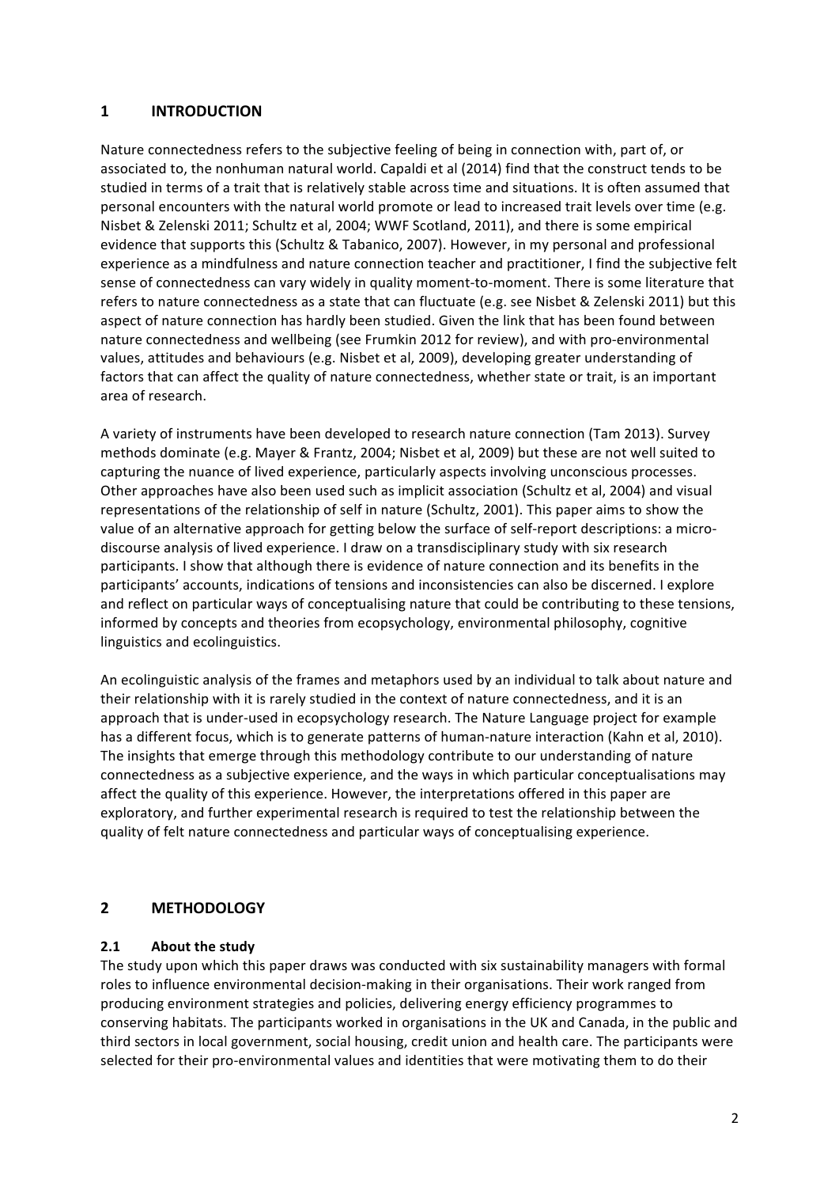# 1 INTRODUCTION

Nature connectedness refers to the subjective feeling of being in connection with, part of, or associated to, the nonhuman natural world. Capaldi et al (2014) find that the construct tends to be studied in terms of a trait that is relatively stable across time and situations. It is often assumed that personal encounters with the natural world promote or lead to increased trait levels over time (e.g. Nisbet & Zelenski 2011; Schultz et al, 2004; WWF Scotland, 2011), and there is some empirical evidence that supports this (Schultz & Tabanico, 2007). However, in my personal and professional experience as a mindfulness and nature connection teacher and practitioner, I find the subjective felt sense of connectedness can vary widely in quality moment-to-moment. There is some literature that refers to nature connectedness as a state that can fluctuate (e.g. see Nisbet & Zelenski 2011) but this aspect of nature connection has hardly been studied. Given the link that has been found between nature connectedness and wellbeing (see Frumkin 2012 for review), and with pro-environmental values, attitudes and behaviours (e.g. Nisbet et al, 2009), developing greater understanding of factors that can affect the quality of nature connectedness, whether state or trait, is an important area of research.

A variety of instruments have been developed to research nature connection (Tam 2013). Survey methods dominate (e.g. Mayer & Frantz, 2004; Nisbet et al, 2009) but these are not well suited to capturing the nuance of lived experience, particularly aspects involving unconscious processes. Other approaches have also been used such as implicit association (Schultz et al, 2004) and visual representations of the relationship of self in nature (Schultz, 2001). This paper aims to show the value of an alternative approach for getting below the surface of self-report descriptions: a micro-discourse analysis of lived experience. I draw on a transdisciplinary study with six research participants. I show that although there is evidence of nature connection and its benefits in the participants' accounts, indications of tensions and inconsistencies can also be discerned. I explore and reflect on particular ways of conceptualising nature that could be contributing to these tensions, informed by concepts and theories from ecopsychology, environmental philosophy, cognitive linguistics and ecolinguistics.

An ecolinguistic analysis of the frames and metaphors used by an individual to talk about nature and their relationship with it is rarely studied in the context of nature connectedness, and it is an approach that is under-used in ecopsychology research. The Nature Language project for example has a different focus, which is to generate patterns of human-nature interaction (Kahn et al, 2010). The insights that emerge through this methodology contribute to our understanding of nature connectedness as a subjective experience, and the ways in which particular conceptualisations may affect the quality of this experience. However, the interpretations offered in this paper are exploratory, and further experimental research is required to test the relationship between the quality of felt nature connectedness and particular ways of conceptualising experience.

# 2 METHODOLOGY

## 2.1 About the study

The study upon which this paper draws was conducted with six sustainability managers with formal roles to influence environmental decision-making in their organisations. Their work ranged from producing environment strategies and policies, delivering energy efficiency programmes to conserving habitats. The participants worked in organisations in the UK and Canada, in the public and third sectors in local government, social housing, credit union and health care. The participants were selected for their pro-environmental values and identities that were motivating them to do their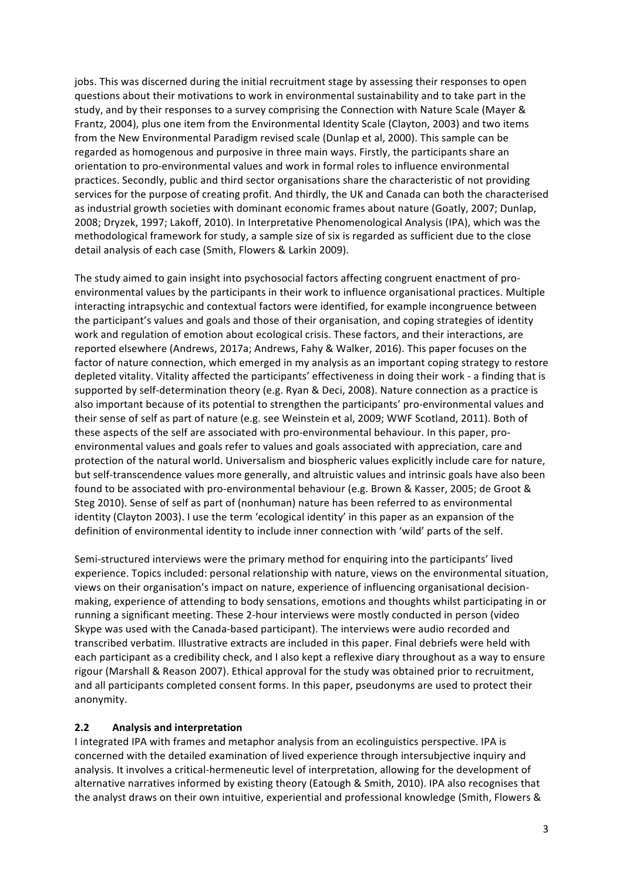jobs. This was discerned during the initial recruitment stage by assessing their responses to open questions about their motivations to work in environmental sustainability and to take part in the study, and by their responses to a survey comprising the Connection with Nature Scale (Mayer & Frantz, 2004), plus one item from the Environmental Identity Scale (Clayton, 2003) and two items from the New Environmental Paradigm revised scale (Dunlap et al, 2000). This sample can be regarded as homogenous and purposive in three main ways. Firstly, the participants share an orientation to pro-environmental values and work in formal roles to influence environmental practices. Secondly, public and third sector organisations share the characteristic of not providing services for the purpose of creating profit. And thirdly, the UK and Canada can both the characterised as industrial growth societies with dominant economic frames about nature (Goatly, 2007; Dunlap, 2008; Dryzek, 1997; Lakoff, 2010). In Interpretative Phenomenological Analysis (IPA), which was the methodological framework for study, a sample size of six is regarded as sufficient due to the close detail analysis of each case (Smith, Flowers & Larkin 2009).

The study aimed to gain insight into psychosocial factors affecting congruent enactment of pro-environmental values by the participants in their work to influence organisational practices. Multiple interacting intrapsychic and contextual factors were identified, for example incongruence between the participant's values and goals and those of their organisation, and coping strategies of identity work and regulation of emotion about ecological crisis. These factors, and their interactions, are reported elsewhere (Andrews, 2017a; Andrews, Fahy & Walker, 2016). This paper focuses on the factor of nature connection, which emerged in my analysis as an important coping strategy to restore depleted vitality. Vitality affected the participants' effectiveness in doing their work - a finding that is supported by self-determination theory (e.g. Ryan & Deci, 2008). Nature connection as a practice is also important because of its potential to strengthen the participants' pro-environmental values and their sense of self as part of nature (e.g. see Weinstein et al, 2009; WWF Scotland, 2011). Both of these aspects of the self are associated with pro-environmental behaviour. In this paper, pro-environmental values and goals refer to values and goals associated with appreciation, care and protection of the natural world. Universalism and biospheric values explicitly include care for nature, but self-transcendence values more generally, and altruistic values and intrinsic goals have also been found to be associated with pro-environmental behaviour (e.g. Brown & Kasser, 2005; de Groot & Steg 2010). Sense of self as part of (nonhuman) nature has been referred to as environmental identity (Clayton 2003). I use the term 'ecological identity' in this paper as an expansion of the definition of environmental identity to include inner connection with 'wild' parts of the self.

Semi-structured interviews were the primary method for enquiring into the participants' lived experience. Topics included: personal relationship with nature, views on the environmental situation, views on their organisation's impact on nature, experience of influencing organisational decision-making, experience of attending to body sensations, emotions and thoughts whilst participating in or running a significant meeting. These 2-hour interviews were mostly conducted in person (video Skype was used with the Canada-based participant). The interviews were audio recorded and transcribed verbatim. Illustrative extracts are included in this paper. Final debriefs were held with each participant as a credibility check, and I also kept a reflexive diary throughout as a way to ensure rigour (Marshall & Reason 2007). Ethical approval for the study was obtained prior to recruitment, and all participants completed consent forms. In this paper, pseudonyms are used to protect their anonymity.

### 2.2 Analysis and interpretation

I integrated IPA with frames and metaphor analysis from an ecolinguistics perspective. IPA is concerned with the detailed examination of lived experience through intersubjective inquiry and analysis. It involves a critical-hermeneutic level of interpretation, allowing for the development of alternative narratives informed by existing theory (Eatough & Smith, 2010). IPA also recognises that the analyst draws on their own intuitive, experiential and professional knowledge (Smith, Flowers &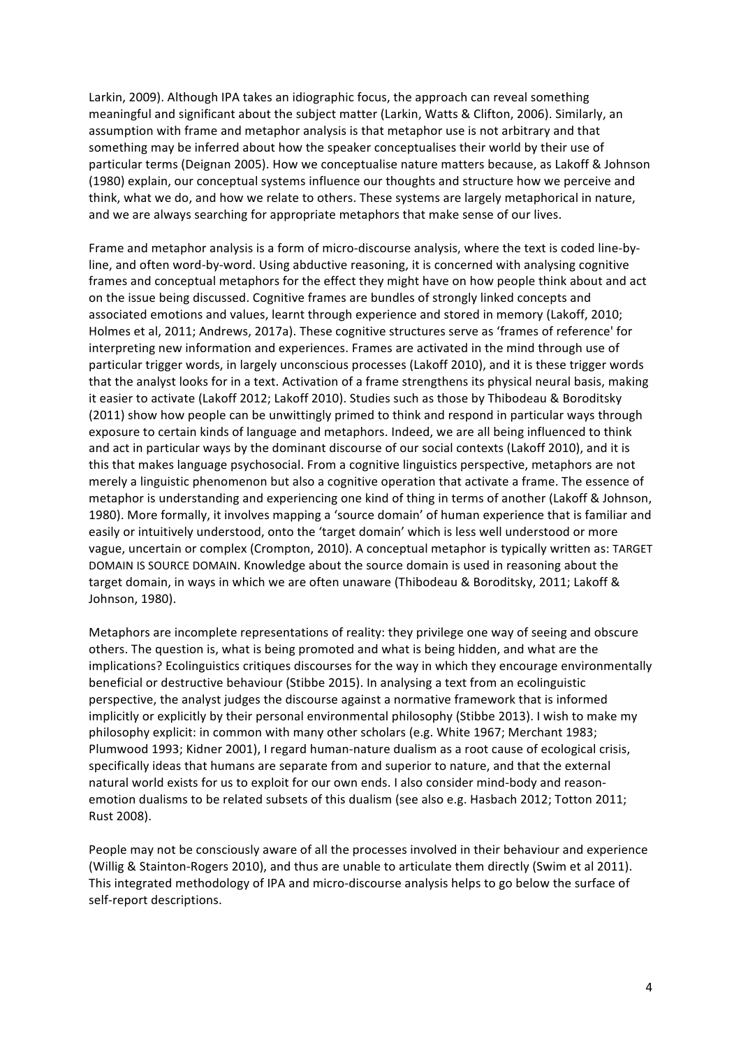Larkin, 2009). Although IPA takes an idiographic focus, the approach can reveal something meaningful and significant about the subject matter (Larkin, Watts & Clifton, 2006). Similarly, an assumption with frame and metaphor analysis is that metaphor use is not arbitrary and that something may be inferred about how the speaker conceptualises their world by their use of particular terms (Deignan 2005). How we conceptualise nature matters because, as Lakoff & Johnson (1980) explain, our conceptual systems influence our thoughts and structure how we perceive and think, what we do, and how we relate to others. These systems are largely metaphorical in nature, and we are always searching for appropriate metaphors that make sense of our lives.

Frame and metaphor analysis is a form of micro-discourse analysis, where the text is coded line-by-line, and often word-by-word. Using abductive reasoning, it is concerned with analysing cognitive frames and conceptual metaphors for the effect they might have on how people think about and act on the issue being discussed. Cognitive frames are bundles of strongly linked concepts and associated emotions and values, learnt through experience and stored in memory (Lakoff, 2010; Holmes et al, 2011; Andrews, 2017a). These cognitive structures serve as 'frames of reference' for interpreting new information and experiences. Frames are activated in the mind through use of particular trigger words, in largely unconscious processes (Lakoff 2010), and it is these trigger words that the analyst looks for in a text. Activation of a frame strengthens its physical neural basis, making it easier to activate (Lakoff 2012; Lakoff 2010). Studies such as those by Thibodeau & Boroditsky (2011) show how people can be unwittingly primed to think and respond in particular ways through exposure to certain kinds of language and metaphors. Indeed, we are all being influenced to think and act in particular ways by the dominant discourse of our social contexts (Lakoff 2010), and it is this that makes language psychosocial. From a cognitive linguistics perspective, metaphors are not merely a linguistic phenomenon but also a cognitive operation that activate a frame. The essence of metaphor is understanding and experiencing one kind of thing in terms of another (Lakoff & Johnson, 1980). More formally, it involves mapping a 'source domain' of human experience that is familiar and easily or intuitively understood, onto the 'target domain' which is less well understood or more vague, uncertain or complex (Crompton, 2010). A conceptual metaphor is typically written as: TARGET DOMAIN IS SOURCE DOMAIN. Knowledge about the source domain is used in reasoning about the target domain, in ways in which we are often unaware (Thibodeau & Boroditsky, 2011; Lakoff & Johnson, 1980).

Metaphors are incomplete representations of reality: they privilege one way of seeing and obscure others. The question is, what is being promoted and what is being hidden, and what are the implications? Ecolinguistics critiques discourses for the way in which they encourage environmentally beneficial or destructive behaviour (Stibbe 2015). In analysing a text from an ecolinguistic perspective, the analyst judges the discourse against a normative framework that is informed implicitly or explicitly by their personal environmental philosophy (Stibbe 2013). I wish to make my philosophy explicit: in common with many other scholars (e.g. White 1967; Merchant 1983; Plumwood 1993; Kidner 2001), I regard human-nature dualism as a root cause of ecological crisis, specifically ideas that humans are separate from and superior to nature, and that the external natural world exists for us to exploit for our own ends. I also consider mind-body and reason-emotion dualisms to be related subsets of this dualism (see also e.g. Hasbach 2012; Totton 2011; Rust 2008).

People may not be consciously aware of all the processes involved in their behaviour and experience (Willig & Stainton-Rogers 2010), and thus are unable to articulate them directly (Swim et al 2011). This integrated methodology of IPA and micro-discourse analysis helps to go below the surface of self-report descriptions.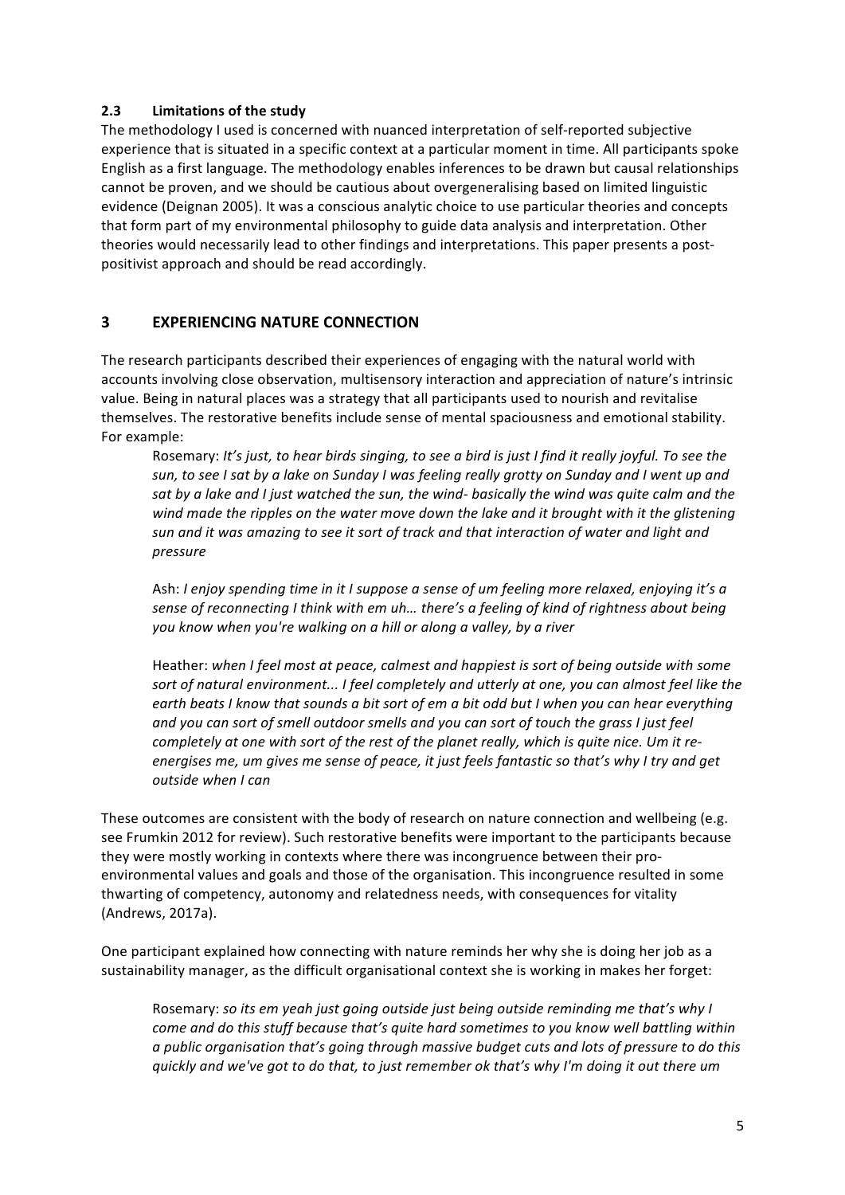### 2.3 Limitations of the study

The methodology I used is concerned with nuanced interpretation of self-reported subjective experience that is situated in a specific context at a particular moment in time. All participants spoke English as a first language. The methodology enables inferences to be drawn but causal relationships cannot be proven, and we should be cautious about overgeneralising based on limited linguistic evidence (Deignan 2005). It was a conscious analytic choice to use particular theories and concepts that form part of my environmental philosophy to guide data analysis and interpretation. Other theories would necessarily lead to other findings and interpretations. This paper presents a post-positivist approach and should be read accordingly.

## 3 EXPERIENCING NATURE CONNECTION

The research participants described their experiences of engaging with the natural world with accounts involving close observation, multisensory interaction and appreciation of nature's intrinsic value. Being in natural places was a strategy that all participants used to nourish and revitalise themselves. The restorative benefits include sense of mental spaciousness and emotional stability. For example:

> Rosemary: *It's just, to hear birds singing, to see a bird is just I find it really joyful. To see the sun, to see I sat by a lake on Sunday I was feeling really grotty on Sunday and I went up and sat by a lake and I just watched the sun, the wind- basically the wind was quite calm and the wind made the ripples on the water move down the lake and it brought with it the glistening sun and it was amazing to see it sort of track and that interaction of water and light and pressure*
>
> Ash: *I enjoy spending time in it I suppose a sense of um feeling more relaxed, enjoying it's a sense of reconnecting I think with em uh… there's a feeling of kind of rightness about being you know when you're walking on a hill or along a valley, by a river*
>
> Heather: *when I feel most at peace, calmest and happiest is sort of being outside with some sort of natural environment... I feel completely and utterly at one, you can almost feel like the earth beats I know that sounds a bit sort of em a bit odd but I when you can hear everything and you can sort of smell outdoor smells and you can sort of touch the grass I just feel completely at one with sort of the rest of the planet really, which is quite nice. Um it re-energises me, um gives me sense of peace, it just feels fantastic so that's why I try and get outside when I can*

These outcomes are consistent with the body of research on nature connection and wellbeing (e.g. see Frumkin 2012 for review). Such restorative benefits were important to the participants because they were mostly working in contexts where there was incongruence between their pro-environmental values and goals and those of the organisation. This incongruence resulted in some thwarting of competency, autonomy and relatedness needs, with consequences for vitality (Andrews, 2017a).

One participant explained how connecting with nature reminds her why she is doing her job as a sustainability manager, as the difficult organisational context she is working in makes her forget:

> Rosemary: *so its em yeah just going outside just being outside reminding me that's why I come and do this stuff because that's quite hard sometimes to you know well battling within a public organisation that's going through massive budget cuts and lots of pressure to do this quickly and we've got to do that, to just remember ok that's why I'm doing it out there um*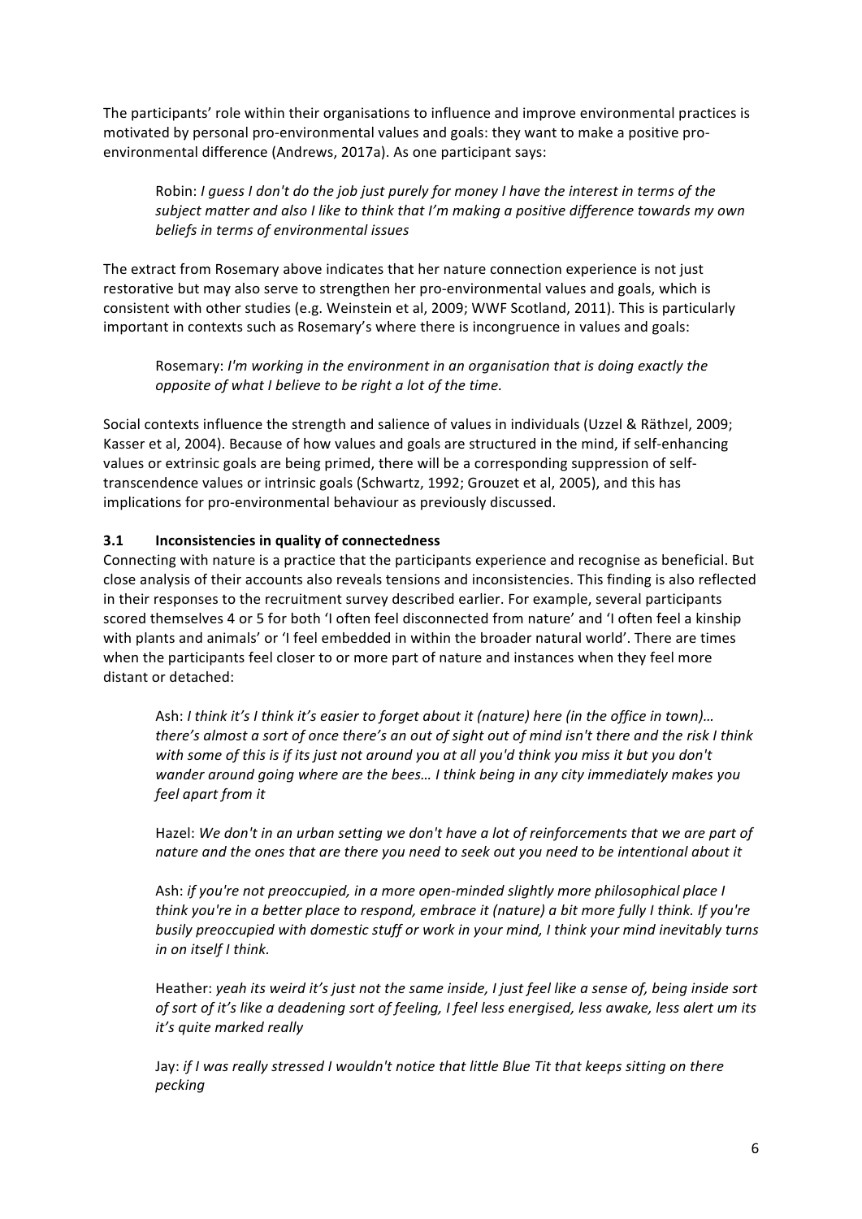The participants' role within their organisations to influence and improve environmental practices is motivated by personal pro-environmental values and goals: they want to make a positive pro-environmental difference (Andrews, 2017a). As one participant says:

> Robin: *I guess I don't do the job just purely for money I have the interest in terms of the subject matter and also I like to think that I'm making a positive difference towards my own beliefs in terms of environmental issues*

The extract from Rosemary above indicates that her nature connection experience is not just restorative but may also serve to strengthen her pro-environmental values and goals, which is consistent with other studies (e.g. Weinstein et al, 2009; WWF Scotland, 2011). This is particularly important in contexts such as Rosemary's where there is incongruence in values and goals:

> Rosemary: *I'm working in the environment in an organisation that is doing exactly the opposite of what I believe to be right a lot of the time.*

Social contexts influence the strength and salience of values in individuals (Uzzel & Räthzel, 2009; Kasser et al, 2004). Because of how values and goals are structured in the mind, if self-enhancing values or extrinsic goals are being primed, there will be a corresponding suppression of self-transcendence values or intrinsic goals (Schwartz, 1992; Grouzet et al, 2005), and this has implications for pro-environmental behaviour as previously discussed.

### 3.1 Inconsistencies in quality of connectedness

Connecting with nature is a practice that the participants experience and recognise as beneficial. But close analysis of their accounts also reveals tensions and inconsistencies. This finding is also reflected in their responses to the recruitment survey described earlier. For example, several participants scored themselves 4 or 5 for both 'I often feel disconnected from nature' and 'I often feel a kinship with plants and animals' or 'I feel embedded in within the broader natural world'. There are times when the participants feel closer to or more part of nature and instances when they feel more distant or detached:

> Ash: *I think it's I think it's easier to forget about it (nature) here (in the office in town)… there's almost a sort of once there's an out of sight out of mind isn't there and the risk I think with some of this is if its just not around you at all you'd think you miss it but you don't wander around going where are the bees… I think being in any city immediately makes you feel apart from it*

> Hazel: *We don't in an urban setting we don't have a lot of reinforcements that we are part of nature and the ones that are there you need to seek out you need to be intentional about it*

> Ash: *if you're not preoccupied, in a more open-minded slightly more philosophical place I think you're in a better place to respond, embrace it (nature) a bit more fully I think. If you're busily preoccupied with domestic stuff or work in your mind, I think your mind inevitably turns in on itself I think.*

> Heather: *yeah its weird it's just not the same inside, I just feel like a sense of, being inside sort of sort of it's like a deadening sort of feeling, I feel less energised, less awake, less alert um its it's quite marked really*

> Jay: *if I was really stressed I wouldn't notice that little Blue Tit that keeps sitting on there pecking*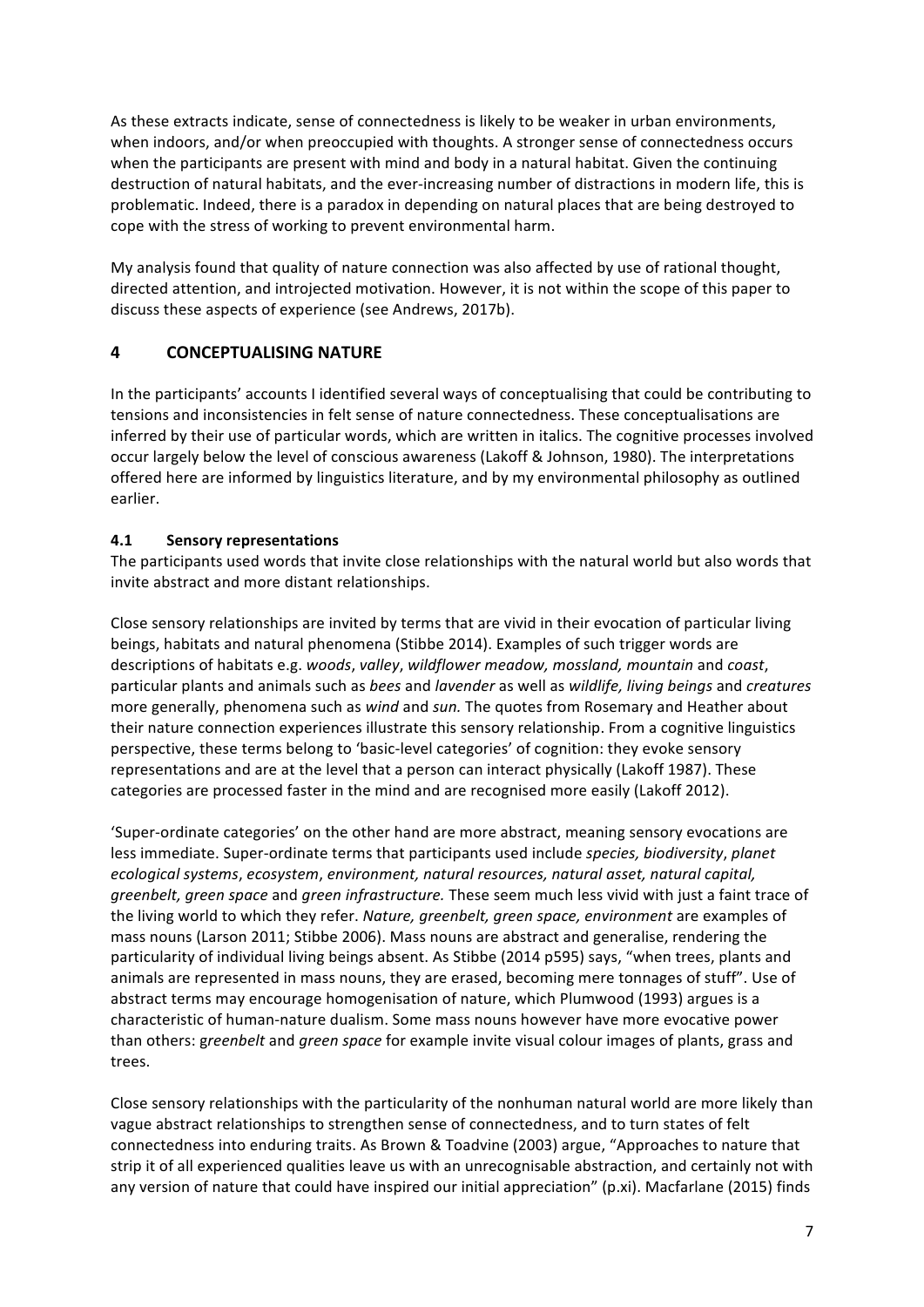As these extracts indicate, sense of connectedness is likely to be weaker in urban environments, when indoors, and/or when preoccupied with thoughts. A stronger sense of connectedness occurs when the participants are present with mind and body in a natural habitat. Given the continuing destruction of natural habitats, and the ever-increasing number of distractions in modern life, this is problematic. Indeed, there is a paradox in depending on natural places that are being destroyed to cope with the stress of working to prevent environmental harm.

My analysis found that quality of nature connection was also affected by use of rational thought, directed attention, and introjected motivation. However, it is not within the scope of this paper to discuss these aspects of experience (see Andrews, 2017b).

## 4 CONCEPTUALISING NATURE

In the participants' accounts I identified several ways of conceptualising that could be contributing to tensions and inconsistencies in felt sense of nature connectedness. These conceptualisations are inferred by their use of particular words, which are written in italics. The cognitive processes involved occur largely below the level of conscious awareness (Lakoff & Johnson, 1980). The interpretations offered here are informed by linguistics literature, and by my environmental philosophy as outlined earlier.

### 4.1 Sensory representations

The participants used words that invite close relationships with the natural world but also words that invite abstract and more distant relationships.

Close sensory relationships are invited by terms that are vivid in their evocation of particular living beings, habitats and natural phenomena (Stibbe 2014). Examples of such trigger words are descriptions of habitats e.g. *woods*, *valley*, *wildflower meadow, mossland, mountain* and *coast*, particular plants and animals such as *bees* and *lavender* as well as *wildlife, living beings* and *creatures* more generally, phenomena such as *wind* and *sun.* The quotes from Rosemary and Heather about their nature connection experiences illustrate this sensory relationship. From a cognitive linguistics perspective, these terms belong to 'basic-level categories' of cognition: they evoke sensory representations and are at the level that a person can interact physically (Lakoff 1987). These categories are processed faster in the mind and are recognised more easily (Lakoff 2012).

'Super-ordinate categories' on the other hand are more abstract, meaning sensory evocations are less immediate. Super-ordinate terms that participants used include *species, biodiversity*, *planet ecological systems*, *ecosystem*, *environment, natural resources, natural asset, natural capital, greenbelt, green space* and *green infrastructure.* These seem much less vivid with just a faint trace of the living world to which they refer. *Nature, greenbelt, green space, environment* are examples of mass nouns (Larson 2011; Stibbe 2006). Mass nouns are abstract and generalise, rendering the particularity of individual living beings absent. As Stibbe (2014 p595) says, "when trees, plants and animals are represented in mass nouns, they are erased, becoming mere tonnages of stuff". Use of abstract terms may encourage homogenisation of nature, which Plumwood (1993) argues is a characteristic of human-nature dualism. Some mass nouns however have more evocative power than others: g*reenbelt* and *green space* for example invite visual colour images of plants, grass and trees.

Close sensory relationships with the particularity of the nonhuman natural world are more likely than vague abstract relationships to strengthen sense of connectedness, and to turn states of felt connectedness into enduring traits. As Brown & Toadvine (2003) argue, "Approaches to nature that strip it of all experienced qualities leave us with an unrecognisable abstraction, and certainly not with any version of nature that could have inspired our initial appreciation" (p.xi). Macfarlane (2015) finds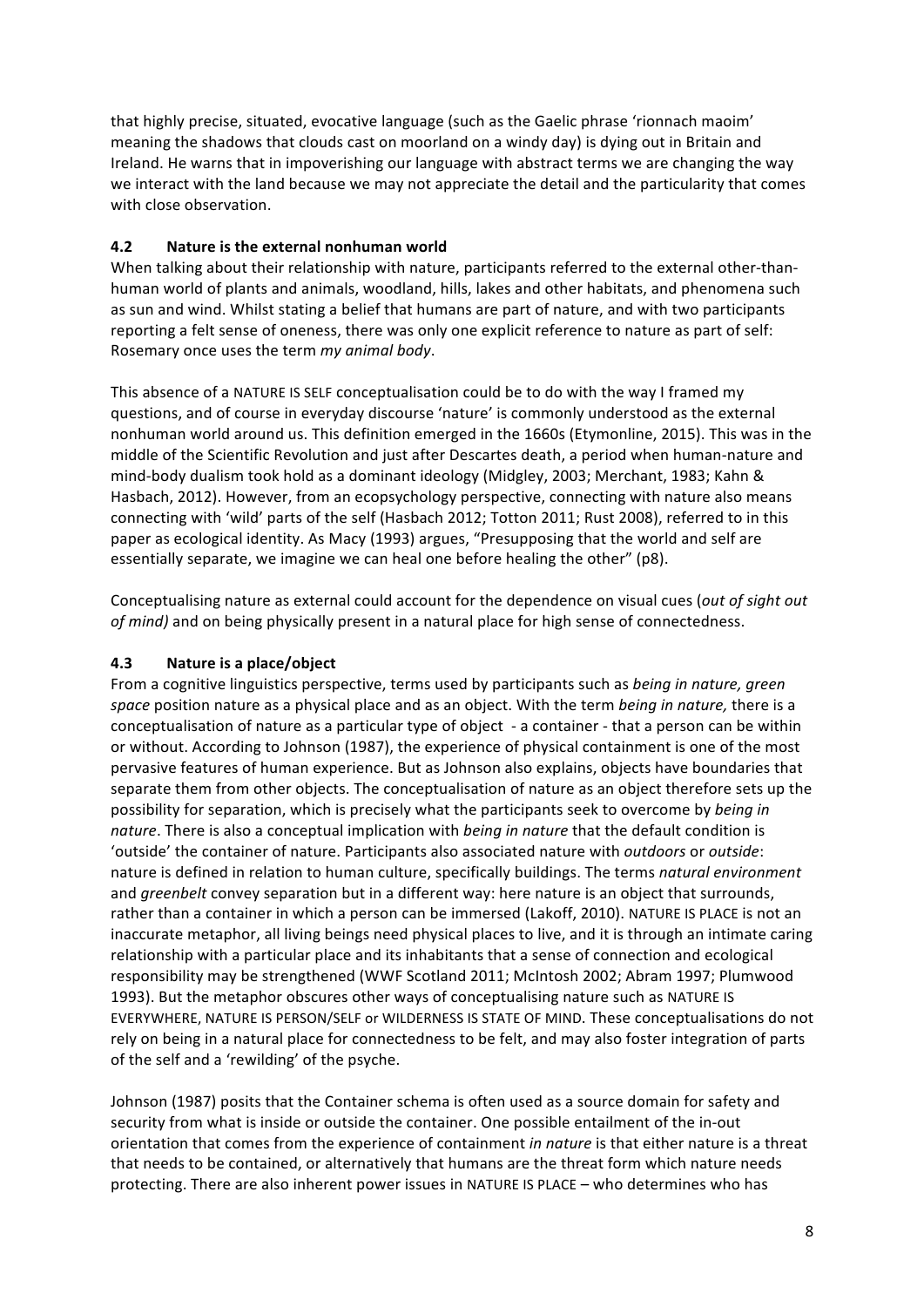that highly precise, situated, evocative language (such as the Gaelic phrase 'rionnach maoim' meaning the shadows that clouds cast on moorland on a windy day) is dying out in Britain and Ireland. He warns that in impoverishing our language with abstract terms we are changing the way we interact with the land because we may not appreciate the detail and the particularity that comes with close observation.

### 4.2 Nature is the external nonhuman world

When talking about their relationship with nature, participants referred to the external other-than-human world of plants and animals, woodland, hills, lakes and other habitats, and phenomena such as sun and wind. Whilst stating a belief that humans are part of nature, and with two participants reporting a felt sense of oneness, there was only one explicit reference to nature as part of self: Rosemary once uses the term *my animal body*.

This absence of a NATURE IS SELF conceptualisation could be to do with the way I framed my questions, and of course in everyday discourse 'nature' is commonly understood as the external nonhuman world around us. This definition emerged in the 1660s (Etymonline, 2015). This was in the middle of the Scientific Revolution and just after Descartes death, a period when human-nature and mind-body dualism took hold as a dominant ideology (Midgley, 2003; Merchant, 1983; Kahn & Hasbach, 2012). However, from an ecopsychology perspective, connecting with nature also means connecting with 'wild' parts of the self (Hasbach 2012; Totton 2011; Rust 2008), referred to in this paper as ecological identity. As Macy (1993) argues, "Presupposing that the world and self are essentially separate, we imagine we can heal one before healing the other" (p8).

Conceptualising nature as external could account for the dependence on visual cues (*out of sight out of mind)* and on being physically present in a natural place for high sense of connectedness.

### 4.3 Nature is a place/object

From a cognitive linguistics perspective, terms used by participants such as *being in nature, green space* position nature as a physical place and as an object. With the term *being in nature,* there is a conceptualisation of nature as a particular type of object - a container - that a person can be within or without. According to Johnson (1987), the experience of physical containment is one of the most pervasive features of human experience. But as Johnson also explains, objects have boundaries that separate them from other objects. The conceptualisation of nature as an object therefore sets up the possibility for separation, which is precisely what the participants seek to overcome by *being in nature*. There is also a conceptual implication with *being in nature* that the default condition is 'outside' the container of nature. Participants also associated nature with *outdoors* or *outside*: nature is defined in relation to human culture, specifically buildings. The terms *natural environment* and *greenbelt* convey separation but in a different way: here nature is an object that surrounds, rather than a container in which a person can be immersed (Lakoff, 2010). NATURE IS PLACE is not an inaccurate metaphor, all living beings need physical places to live, and it is through an intimate caring relationship with a particular place and its inhabitants that a sense of connection and ecological responsibility may be strengthened (WWF Scotland 2011; McIntosh 2002; Abram 1997; Plumwood 1993). But the metaphor obscures other ways of conceptualising nature such as NATURE IS EVERYWHERE, NATURE IS PERSON/SELF or WILDERNESS IS STATE OF MIND. These conceptualisations do not rely on being in a natural place for connectedness to be felt, and may also foster integration of parts of the self and a 'rewilding' of the psyche.

Johnson (1987) posits that the Container schema is often used as a source domain for safety and security from what is inside or outside the container. One possible entailment of the in-out orientation that comes from the experience of containment *in nature* is that either nature is a threat that needs to be contained, or alternatively that humans are the threat form which nature needs protecting. There are also inherent power issues in NATURE IS PLACE – who determines who has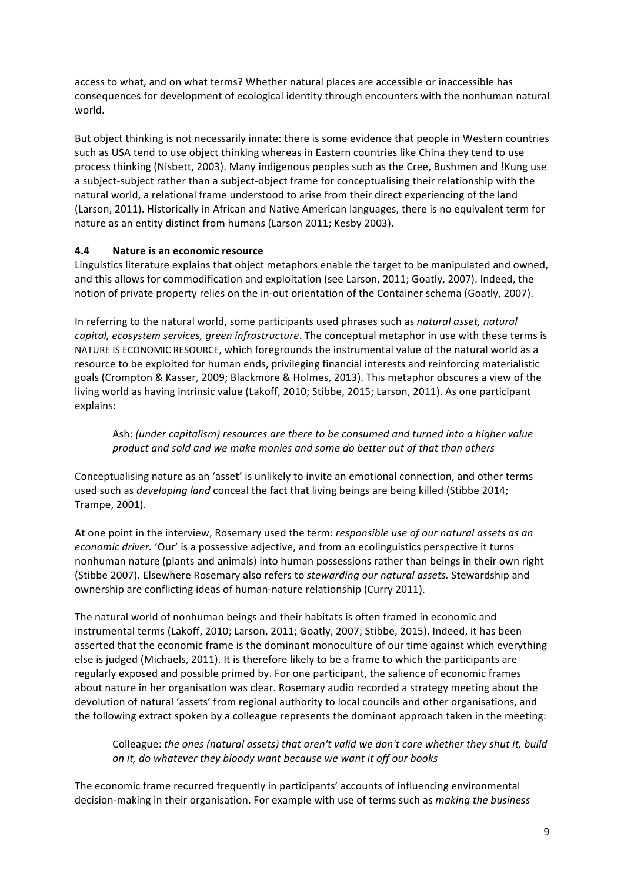access to what, and on what terms? Whether natural places are accessible or inaccessible has consequences for development of ecological identity through encounters with the nonhuman natural world.

But object thinking is not necessarily innate: there is some evidence that people in Western countries such as USA tend to use object thinking whereas in Eastern countries like China they tend to use process thinking (Nisbett, 2003). Many indigenous peoples such as the Cree, Bushmen and !Kung use a subject-subject rather than a subject-object frame for conceptualising their relationship with the natural world, a relational frame understood to arise from their direct experiencing of the land (Larson, 2011). Historically in African and Native American languages, there is no equivalent term for nature as an entity distinct from humans (Larson 2011; Kesby 2003).

### 4.4 Nature is an economic resource

Linguistics literature explains that object metaphors enable the target to be manipulated and owned, and this allows for commodification and exploitation (see Larson, 2011; Goatly, 2007). Indeed, the notion of private property relies on the in-out orientation of the Container schema (Goatly, 2007).

In referring to the natural world, some participants used phrases such as *natural asset, natural capital, ecosystem services, green infrastructure*. The conceptual metaphor in use with these terms is NATURE IS ECONOMIC RESOURCE, which foregrounds the instrumental value of the natural world as a resource to be exploited for human ends, privileging financial interests and reinforcing materialistic goals (Crompton & Kasser, 2009; Blackmore & Holmes, 2013). This metaphor obscures a view of the living world as having intrinsic value (Lakoff, 2010; Stibbe, 2015; Larson, 2011). As one participant explains:

> Ash: *(under capitalism) resources are there to be consumed and turned into a higher value product and sold and we make monies and some do better out of that than others*

Conceptualising nature as an 'asset' is unlikely to invite an emotional connection, and other terms used such as *developing land* conceal the fact that living beings are being killed (Stibbe 2014; Trampe, 2001).

At one point in the interview, Rosemary used the term: *responsible use of our natural assets as an economic driver.* 'Our' is a possessive adjective, and from an ecolinguistics perspective it turns nonhuman nature (plants and animals) into human possessions rather than beings in their own right (Stibbe 2007). Elsewhere Rosemary also refers to *stewarding our natural assets.* Stewardship and ownership are conflicting ideas of human-nature relationship (Curry 2011).

The natural world of nonhuman beings and their habitats is often framed in economic and instrumental terms (Lakoff, 2010; Larson, 2011; Goatly, 2007; Stibbe, 2015). Indeed, it has been asserted that the economic frame is the dominant monoculture of our time against which everything else is judged (Michaels, 2011). It is therefore likely to be a frame to which the participants are regularly exposed and possible primed by. For one participant, the salience of economic frames about nature in her organisation was clear. Rosemary audio recorded a strategy meeting about the devolution of natural 'assets' from regional authority to local councils and other organisations, and the following extract spoken by a colleague represents the dominant approach taken in the meeting:

> Colleague: *the ones (natural assets) that aren't valid we don't care whether they shut it, build on it, do whatever they bloody want because we want it off our books*

The economic frame recurred frequently in participants' accounts of influencing environmental decision-making in their organisation. For example with use of terms such as *making the business*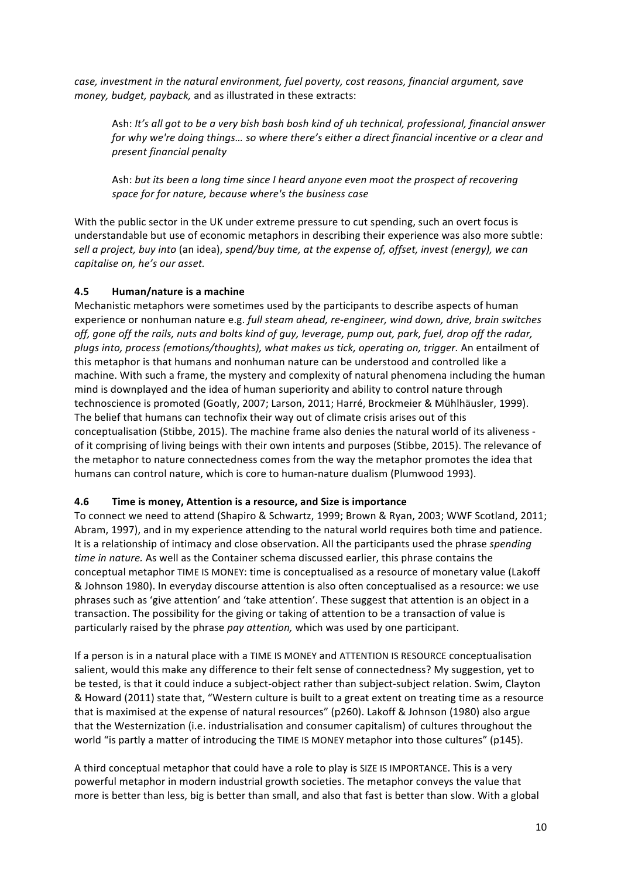*case, investment in the natural environment, fuel poverty, cost reasons, financial argument, save money, budget, payback,* and as illustrated in these extracts:

> Ash: *It's all got to be a very bish bash bosh kind of uh technical, professional, financial answer for why we're doing things… so where there's either a direct financial incentive or a clear and present financial penalty*
>
> Ash: *but its been a long time since I heard anyone even moot the prospect of recovering space for for nature, because where's the business case*

With the public sector in the UK under extreme pressure to cut spending, such an overt focus is understandable but use of economic metaphors in describing their experience was also more subtle: *sell a project, buy into* (an idea), *spend/buy time, at the expense of, offset, invest (energy), we can capitalise on, he's our asset.*

### 4.5 Human/nature is a machine

Mechanistic metaphors were sometimes used by the participants to describe aspects of human experience or nonhuman nature e.g. *full steam ahead, re-engineer, wind down, drive, brain switches off, gone off the rails, nuts and bolts kind of guy, leverage, pump out, park, fuel, drop off the radar, plugs into, process (emotions/thoughts), what makes us tick, operating on, trigger.* An entailment of this metaphor is that humans and nonhuman nature can be understood and controlled like a machine. With such a frame, the mystery and complexity of natural phenomena including the human mind is downplayed and the idea of human superiority and ability to control nature through technoscience is promoted (Goatly, 2007; Larson, 2011; Harré, Brockmeier & Mühlhäusler, 1999). The belief that humans can technofix their way out of climate crisis arises out of this conceptualisation (Stibbe, 2015). The machine frame also denies the natural world of its aliveness - of it comprising of living beings with their own intents and purposes (Stibbe, 2015). The relevance of the metaphor to nature connectedness comes from the way the metaphor promotes the idea that humans can control nature, which is core to human-nature dualism (Plumwood 1993).

### 4.6 Time is money, Attention is a resource, and Size is importance

To connect we need to attend (Shapiro & Schwartz, 1999; Brown & Ryan, 2003; WWF Scotland, 2011; Abram, 1997), and in my experience attending to the natural world requires both time and patience. It is a relationship of intimacy and close observation. All the participants used the phrase *spending time in nature.* As well as the Container schema discussed earlier, this phrase contains the conceptual metaphor TIME IS MONEY: time is conceptualised as a resource of monetary value (Lakoff & Johnson 1980). In everyday discourse attention is also often conceptualised as a resource: we use phrases such as 'give attention' and 'take attention'. These suggest that attention is an object in a transaction. The possibility for the giving or taking of attention to be a transaction of value is particularly raised by the phrase *pay attention,* which was used by one participant.

If a person is in a natural place with a TIME IS MONEY and ATTENTION IS RESOURCE conceptualisation salient, would this make any difference to their felt sense of connectedness? My suggestion, yet to be tested, is that it could induce a subject-object rather than subject-subject relation. Swim, Clayton & Howard (2011) state that, "Western culture is built to a great extent on treating time as a resource that is maximised at the expense of natural resources" (p260). Lakoff & Johnson (1980) also argue that the Westernization (i.e. industrialisation and consumer capitalism) of cultures throughout the world "is partly a matter of introducing the TIME IS MONEY metaphor into those cultures" (p145).

A third conceptual metaphor that could have a role to play is SIZE IS IMPORTANCE. This is a very powerful metaphor in modern industrial growth societies. The metaphor conveys the value that more is better than less, big is better than small, and also that fast is better than slow. With a global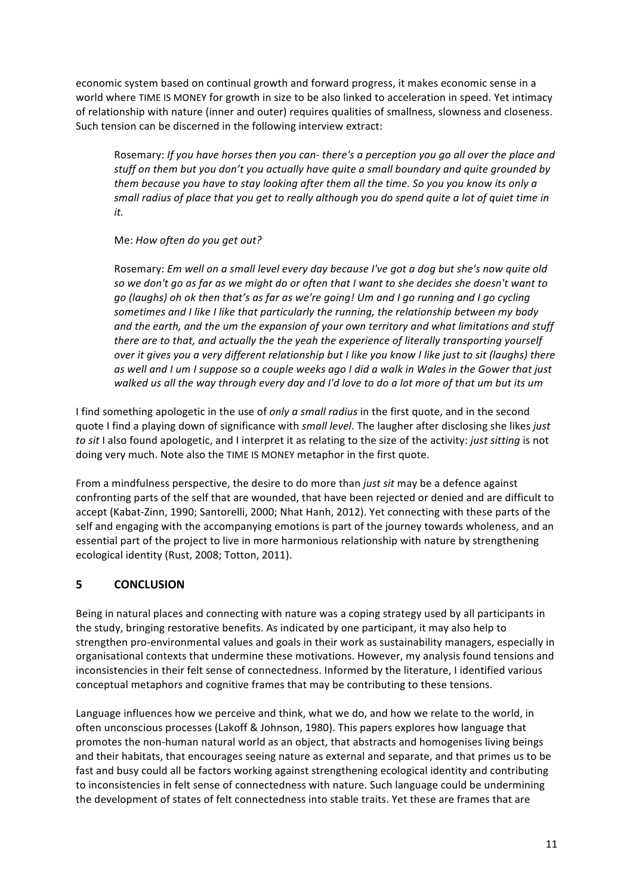economic system based on continual growth and forward progress, it makes economic sense in a world where TIME IS MONEY for growth in size to be also linked to acceleration in speed. Yet intimacy of relationship with nature (inner and outer) requires qualities of smallness, slowness and closeness. Such tension can be discerned in the following interview extract:

> Rosemary: *If you have horses then you can- there's a perception you go all over the place and stuff on them but you don't you actually have quite a small boundary and quite grounded by them because you have to stay looking after them all the time. So you you know its only a small radius of place that you get to really although you do spend quite a lot of quiet time in it.*
>
> Me: *How often do you get out?*
>
> Rosemary: *Em well on a small level every day because I've got a dog but she's now quite old so we don't go as far as we might do or often that I want to she decides she doesn't want to go (laughs) oh ok then that's as far as we're going! Um and I go running and I go cycling sometimes and I like I like that particularly the running, the relationship between my body and the earth, and the um the expansion of your own territory and what limitations and stuff there are to that, and actually the the yeah the experience of literally transporting yourself over it gives you a very different relationship but I like you know I like just to sit (laughs) there as well and I um I suppose so a couple weeks ago I did a walk in Wales in the Gower that just walked us all the way through every day and I'd love to do a lot more of that um but its um*

I find something apologetic in the use of *only a small radius* in the first quote, and in the second quote I find a playing down of significance with *small level*. The laugher after disclosing she likes *just to sit* I also found apologetic, and I interpret it as relating to the size of the activity: *just sitting* is not doing very much. Note also the TIME IS MONEY metaphor in the first quote.

From a mindfulness perspective, the desire to do more than *just sit* may be a defence against confronting parts of the self that are wounded, that have been rejected or denied and are difficult to accept (Kabat-Zinn, 1990; Santorelli, 2000; Nhat Hanh, 2012). Yet connecting with these parts of the self and engaging with the accompanying emotions is part of the journey towards wholeness, and an essential part of the project to live in more harmonious relationship with nature by strengthening ecological identity (Rust, 2008; Totton, 2011).

## 5 CONCLUSION

Being in natural places and connecting with nature was a coping strategy used by all participants in the study, bringing restorative benefits. As indicated by one participant, it may also help to strengthen pro-environmental values and goals in their work as sustainability managers, especially in organisational contexts that undermine these motivations. However, my analysis found tensions and inconsistencies in their felt sense of connectedness. Informed by the literature, I identified various conceptual metaphors and cognitive frames that may be contributing to these tensions.

Language influences how we perceive and think, what we do, and how we relate to the world, in often unconscious processes (Lakoff & Johnson, 1980). This papers explores how language that promotes the non-human natural world as an object, that abstracts and homogenises living beings and their habitats, that encourages seeing nature as external and separate, and that primes us to be fast and busy could all be factors working against strengthening ecological identity and contributing to inconsistencies in felt sense of connectedness with nature. Such language could be undermining the development of states of felt connectedness into stable traits. Yet these are frames that are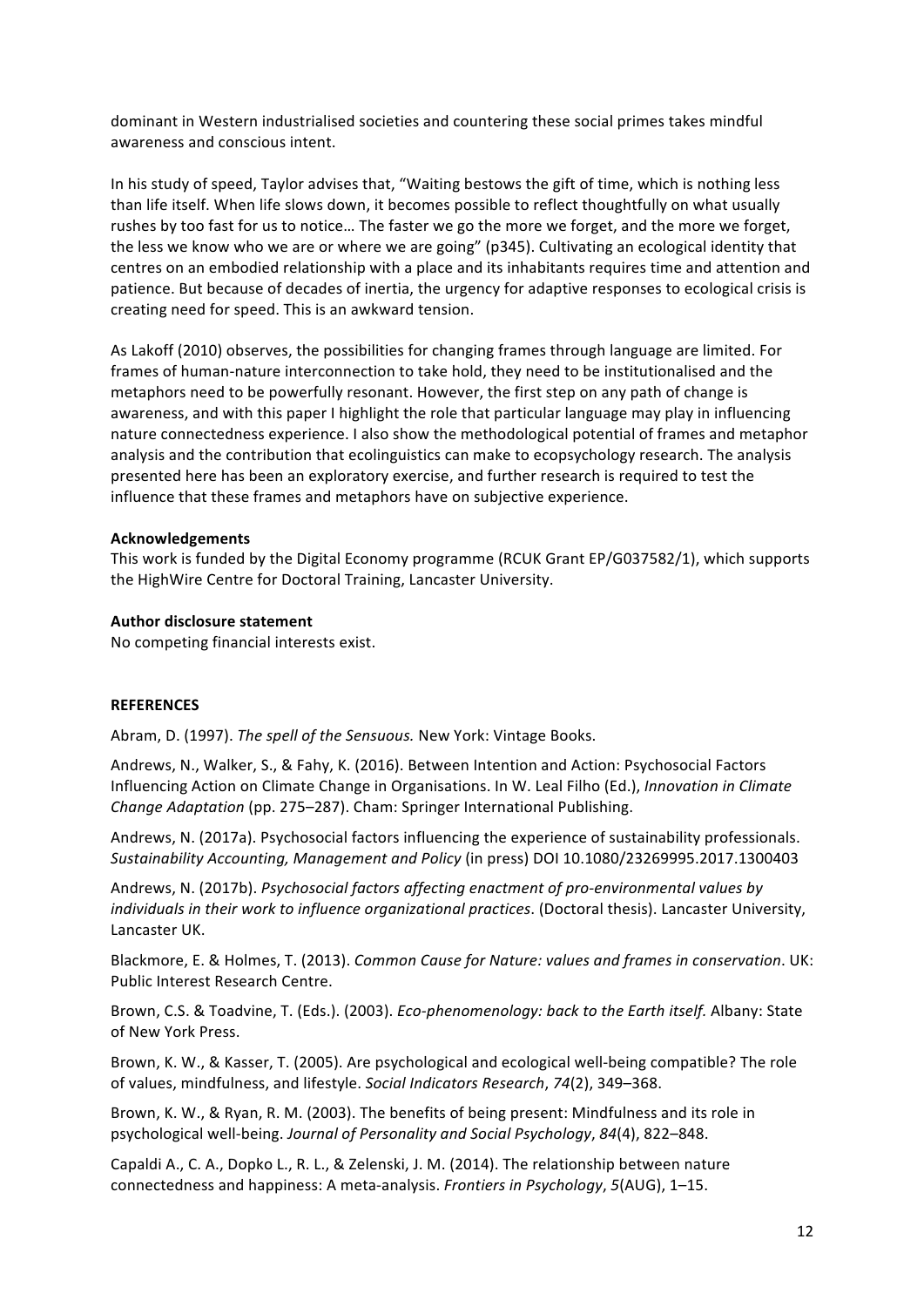dominant in Western industrialised societies and countering these social primes takes mindful awareness and conscious intent.

In his study of speed, Taylor advises that, "Waiting bestows the gift of time, which is nothing less than life itself. When life slows down, it becomes possible to reflect thoughtfully on what usually rushes by too fast for us to notice… The faster we go the more we forget, and the more we forget, the less we know who we are or where we are going" (p345). Cultivating an ecological identity that centres on an embodied relationship with a place and its inhabitants requires time and attention and patience. But because of decades of inertia, the urgency for adaptive responses to ecological crisis is creating need for speed. This is an awkward tension.

As Lakoff (2010) observes, the possibilities for changing frames through language are limited. For frames of human-nature interconnection to take hold, they need to be institutionalised and the metaphors need to be powerfully resonant. However, the first step on any path of change is awareness, and with this paper I highlight the role that particular language may play in influencing nature connectedness experience. I also show the methodological potential of frames and metaphor analysis and the contribution that ecolinguistics can make to ecopsychology research. The analysis presented here has been an exploratory exercise, and further research is required to test the influence that these frames and metaphors have on subjective experience.

**Acknowledgements**

This work is funded by the Digital Economy programme (RCUK Grant EP/G037582/1), which supports the HighWire Centre for Doctoral Training, Lancaster University.

**Author disclosure statement**

No competing financial interests exist.

**REFERENCES**

Abram, D. (1997). *The spell of the Sensuous.* New York: Vintage Books.

Andrews, N., Walker, S., & Fahy, K. (2016). Between Intention and Action: Psychosocial Factors Influencing Action on Climate Change in Organisations. In W. Leal Filho (Ed.), *Innovation in Climate Change Adaptation* (pp. 275–287). Cham: Springer International Publishing.

Andrews, N. (2017a). Psychosocial factors influencing the experience of sustainability professionals. *Sustainability Accounting, Management and Policy* (in press) DOI 10.1080/23269995.2017.1300403

Andrews, N. (2017b). *Psychosocial factors affecting enactment of pro-environmental values by individuals in their work to influence organizational practices*. (Doctoral thesis). Lancaster University, Lancaster UK.

Blackmore, E. & Holmes, T. (2013). *Common Cause for Nature: values and frames in conservation*. UK: Public Interest Research Centre.

Brown, C.S. & Toadvine, T. (Eds.). (2003). *Eco-phenomenology: back to the Earth itself.* Albany: State of New York Press.

Brown, K. W., & Kasser, T. (2005). Are psychological and ecological well-being compatible? The role of values, mindfulness, and lifestyle. *Social Indicators Research*, *74*(2), 349–368.

Brown, K. W., & Ryan, R. M. (2003). The benefits of being present: Mindfulness and its role in psychological well-being. *Journal of Personality and Social Psychology*, *84*(4), 822–848.

Capaldi A., C. A., Dopko L., R. L., & Zelenski, J. M. (2014). The relationship between nature connectedness and happiness: A meta-analysis. *Frontiers in Psychology*, *5*(AUG), 1–15.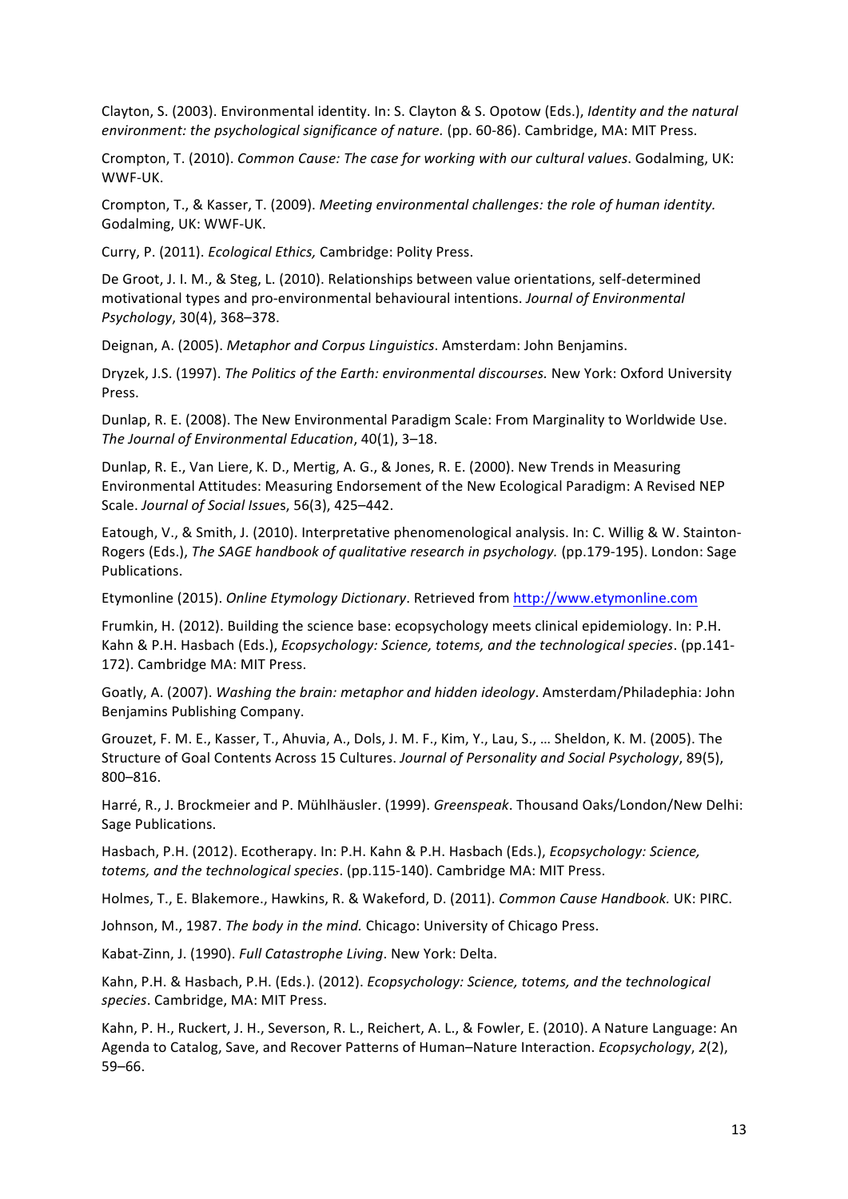Clayton, S. (2003). Environmental identity. In: S. Clayton & S. Opotow (Eds.), *Identity and the natural environment: the psychological significance of nature.* (pp. 60-86). Cambridge, MA: MIT Press.

Crompton, T. (2010). *Common Cause: The case for working with our cultural values*. Godalming, UK: WWF-UK.

Crompton, T., & Kasser, T. (2009). *Meeting environmental challenges: the role of human identity.* Godalming, UK: WWF-UK.

Curry, P. (2011). *Ecological Ethics,* Cambridge: Polity Press.

De Groot, J. I. M., & Steg, L. (2010). Relationships between value orientations, self-determined motivational types and pro-environmental behavioural intentions. *Journal of Environmental Psychology*, 30(4), 368–378.

Deignan, A. (2005). *Metaphor and Corpus Linguistics*. Amsterdam: John Benjamins.

Dryzek, J.S. (1997). *The Politics of the Earth: environmental discourses.* New York: Oxford University Press.

Dunlap, R. E. (2008). The New Environmental Paradigm Scale: From Marginality to Worldwide Use. *The Journal of Environmental Education*, 40(1), 3–18.

Dunlap, R. E., Van Liere, K. D., Mertig, A. G., & Jones, R. E. (2000). New Trends in Measuring Environmental Attitudes: Measuring Endorsement of the New Ecological Paradigm: A Revised NEP Scale. *Journal of Social Issue*s, 56(3), 425–442.

Eatough, V., & Smith, J. (2010). Interpretative phenomenological analysis. In: C. Willig & W. Stainton-Rogers (Eds.), *The SAGE handbook of qualitative research in psychology.* (pp.179-195). London: Sage Publications.

Etymonline (2015). *Online Etymology Dictionary*. Retrieved from http://www.etymonline.com

Frumkin, H. (2012). Building the science base: ecopsychology meets clinical epidemiology. In: P.H. Kahn & P.H. Hasbach (Eds.), *Ecopsychology: Science, totems, and the technological species*. (pp.141-172). Cambridge MA: MIT Press.

Goatly, A. (2007). *Washing the brain: metaphor and hidden ideology*. Amsterdam/Philadephia: John Benjamins Publishing Company.

Grouzet, F. M. E., Kasser, T., Ahuvia, A., Dols, J. M. F., Kim, Y., Lau, S., … Sheldon, K. M. (2005). The Structure of Goal Contents Across 15 Cultures. *Journal of Personality and Social Psychology*, 89(5), 800–816.

Harré, R., J. Brockmeier and P. Mühlhäusler. (1999). *Greenspeak*. Thousand Oaks/London/New Delhi: Sage Publications.

Hasbach, P.H. (2012). Ecotherapy. In: P.H. Kahn & P.H. Hasbach (Eds.), *Ecopsychology: Science, totems, and the technological species*. (pp.115-140). Cambridge MA: MIT Press.

Holmes, T., E. Blakemore., Hawkins, R. & Wakeford, D. (2011). *Common Cause Handbook.* UK: PIRC.

Johnson, M., 1987. *The body in the mind.* Chicago: University of Chicago Press.

Kabat-Zinn, J. (1990). *Full Catastrophe Living*. New York: Delta.

Kahn, P.H. & Hasbach, P.H. (Eds.). (2012). *Ecopsychology: Science, totems, and the technological species*. Cambridge, MA: MIT Press.

Kahn, P. H., Ruckert, J. H., Severson, R. L., Reichert, A. L., & Fowler, E. (2010). A Nature Language: An Agenda to Catalog, Save, and Recover Patterns of Human–Nature Interaction. *Ecopsychology*, *2*(2), 59–66.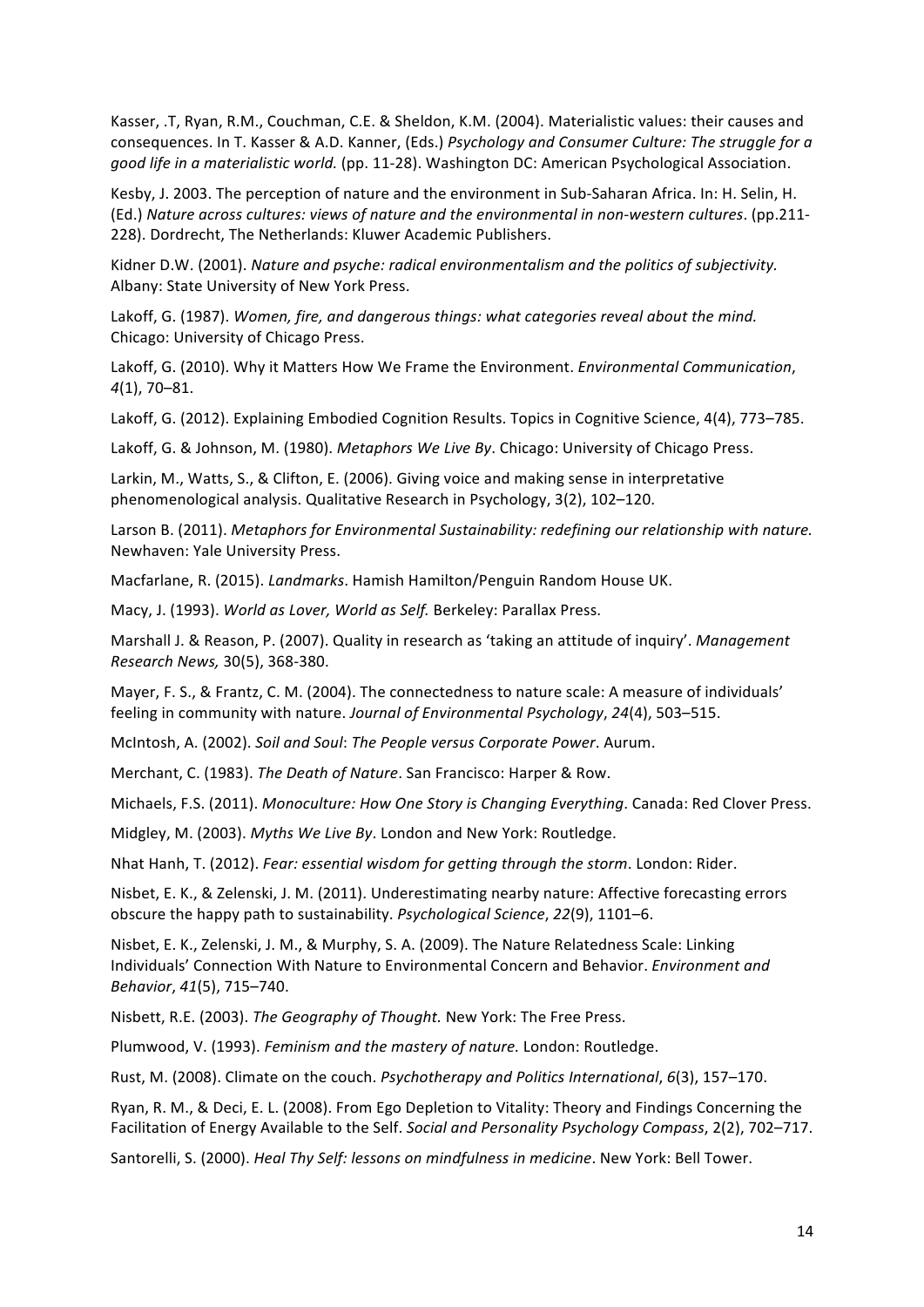Kasser, .T, Ryan, R.M., Couchman, C.E. & Sheldon, K.M. (2004). Materialistic values: their causes and consequences. In T. Kasser & A.D. Kanner, (Eds.) *Psychology and Consumer Culture: The struggle for a good life in a materialistic world.* (pp. 11-28). Washington DC: American Psychological Association.

Kesby, J. 2003. The perception of nature and the environment in Sub-Saharan Africa. In: H. Selin, H. (Ed.) *Nature across cultures: views of nature and the environmental in non-western cultures*. (pp.211-228). Dordrecht, The Netherlands: Kluwer Academic Publishers.

Kidner D.W. (2001). *Nature and psyche: radical environmentalism and the politics of subjectivity.* Albany: State University of New York Press.

Lakoff, G. (1987). *Women, fire, and dangerous things: what categories reveal about the mind.* Chicago: University of Chicago Press.

Lakoff, G. (2010). Why it Matters How We Frame the Environment. *Environmental Communication*, *4*(1), 70–81.

Lakoff, G. (2012). Explaining Embodied Cognition Results. Topics in Cognitive Science, 4(4), 773–785.

Lakoff, G. & Johnson, M. (1980). *Metaphors We Live By*. Chicago: University of Chicago Press.

Larkin, M., Watts, S., & Clifton, E. (2006). Giving voice and making sense in interpretative phenomenological analysis. Qualitative Research in Psychology, 3(2), 102–120.

Larson B. (2011). *Metaphors for Environmental Sustainability: redefining our relationship with nature.* Newhaven: Yale University Press.

Macfarlane, R. (2015). *Landmarks*. Hamish Hamilton/Penguin Random House UK.

Macy, J. (1993). *World as Lover, World as Self.* Berkeley: Parallax Press.

Marshall J. & Reason, P. (2007). Quality in research as 'taking an attitude of inquiry'. *Management Research News,* 30(5), 368-380.

Mayer, F. S., & Frantz, C. M. (2004). The connectedness to nature scale: A measure of individuals' feeling in community with nature. *Journal of Environmental Psychology*, *24*(4), 503–515.

McIntosh, A. (2002). *Soil and Soul*: *The People versus Corporate Power*. Aurum.

Merchant, C. (1983). *The Death of Nature*. San Francisco: Harper & Row.

Michaels, F.S. (2011). *Monoculture: How One Story is Changing Everything*. Canada: Red Clover Press.

Midgley, M. (2003). *Myths We Live By*. London and New York: Routledge.

Nhat Hanh, T. (2012). *Fear: essential wisdom for getting through the storm*. London: Rider.

Nisbet, E. K., & Zelenski, J. M. (2011). Underestimating nearby nature: Affective forecasting errors obscure the happy path to sustainability. *Psychological Science*, *22*(9), 1101–6.

Nisbet, E. K., Zelenski, J. M., & Murphy, S. A. (2009). The Nature Relatedness Scale: Linking Individuals' Connection With Nature to Environmental Concern and Behavior. *Environment and Behavior*, *41*(5), 715–740.

Nisbett, R.E. (2003). *The Geography of Thought.* New York: The Free Press.

Plumwood, V. (1993). *Feminism and the mastery of nature.* London: Routledge.

Rust, M. (2008). Climate on the couch. *Psychotherapy and Politics International*, *6*(3), 157–170.

Ryan, R. M., & Deci, E. L. (2008). From Ego Depletion to Vitality: Theory and Findings Concerning the Facilitation of Energy Available to the Self. *Social and Personality Psychology Compass*, 2(2), 702–717.

Santorelli, S. (2000). *Heal Thy Self: lessons on mindfulness in medicine*. New York: Bell Tower.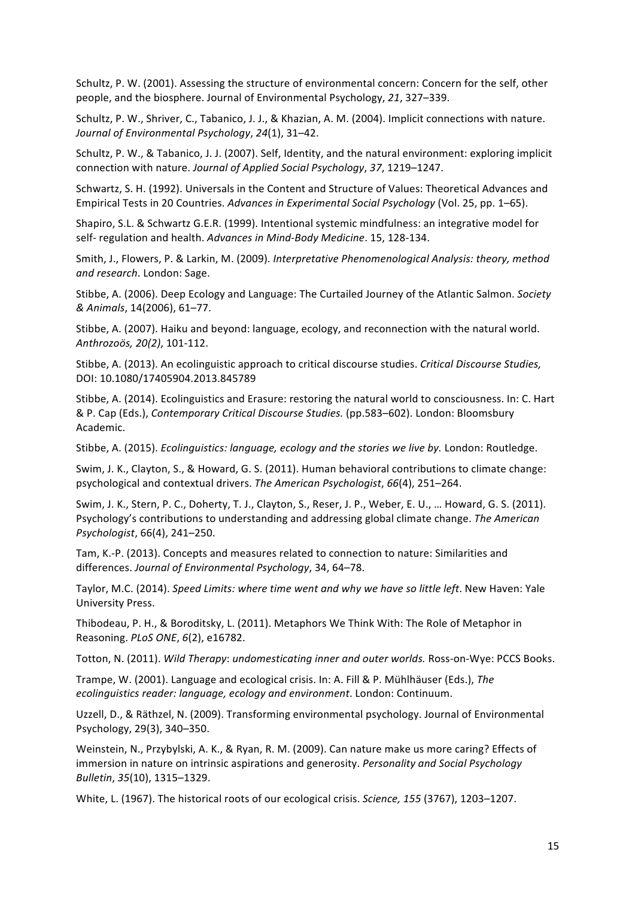Schultz, P. W. (2001). Assessing the structure of environmental concern: Concern for the self, other people, and the biosphere. Journal of Environmental Psychology, *21*, 327–339.

Schultz, P. W., Shriver, C., Tabanico, J. J., & Khazian, A. M. (2004). Implicit connections with nature. *Journal of Environmental Psychology*, *24*(1), 31–42.

Schultz, P. W., & Tabanico, J. J. (2007). Self, Identity, and the natural environment: exploring implicit connection with nature. *Journal of Applied Social Psychology*, *37*, 1219–1247.

Schwartz, S. H. (1992). Universals in the Content and Structure of Values: Theoretical Advances and Empirical Tests in 20 Countries. *Advances in Experimental Social Psychology* (Vol. 25, pp. 1–65).

Shapiro, S.L. & Schwartz G.E.R. (1999). Intentional systemic mindfulness: an integrative model for self- regulation and health. *Advances in Mind-Body Medicine*. 15, 128-134.

Smith, J., Flowers, P. & Larkin, M. (2009). *Interpretative Phenomenological Analysis: theory, method and research*. London: Sage.

Stibbe, A. (2006). Deep Ecology and Language: The Curtailed Journey of the Atlantic Salmon. *Society & Animals*, 14(2006), 61–77.

Stibbe, A. (2007). Haiku and beyond: language, ecology, and reconnection with the natural world. *Anthrozoös, 20(2)*, 101-112.

Stibbe, A. (2013). An ecolinguistic approach to critical discourse studies. *Critical Discourse Studies,* DOI: 10.1080/17405904.2013.845789

Stibbe, A. (2014). Ecolinguistics and Erasure: restoring the natural world to consciousness. In: C. Hart & P. Cap (Eds.), *Contemporary Critical Discourse Studies.* (pp.583–602). London: Bloomsbury Academic.

Stibbe, A. (2015). *Ecolinguistics: language, ecology and the stories we live by.* London: Routledge.

Swim, J. K., Clayton, S., & Howard, G. S. (2011). Human behavioral contributions to climate change: psychological and contextual drivers. *The American Psychologist*, *66*(4), 251–264.

Swim, J. K., Stern, P. C., Doherty, T. J., Clayton, S., Reser, J. P., Weber, E. U., … Howard, G. S. (2011). Psychology's contributions to understanding and addressing global climate change. *The American Psychologist*, 66(4), 241–250.

Tam, K.-P. (2013). Concepts and measures related to connection to nature: Similarities and differences. *Journal of Environmental Psychology*, 34, 64–78.

Taylor, M.C. (2014). *Speed Limits: where time went and why we have so little left*. New Haven: Yale University Press.

Thibodeau, P. H., & Boroditsky, L. (2011). Metaphors We Think With: The Role of Metaphor in Reasoning. *PLoS ONE*, *6*(2), e16782.

Totton, N. (2011). *Wild Therapy*: *undomesticating inner and outer worlds.* Ross-on-Wye: PCCS Books.

Trampe, W. (2001). Language and ecological crisis. In: A. Fill & P. Mühlhäuser (Eds.), *The ecolinguistics reader: language, ecology and environment*. London: Continuum.

Uzzell, D., & Räthzel, N. (2009). Transforming environmental psychology. Journal of Environmental Psychology, 29(3), 340–350.

Weinstein, N., Przybylski, A. K., & Ryan, R. M. (2009). Can nature make us more caring? Effects of immersion in nature on intrinsic aspirations and generosity. *Personality and Social Psychology Bulletin*, *35*(10), 1315–1329.

White, L. (1967). The historical roots of our ecological crisis. *Science, 155* (3767), 1203–1207.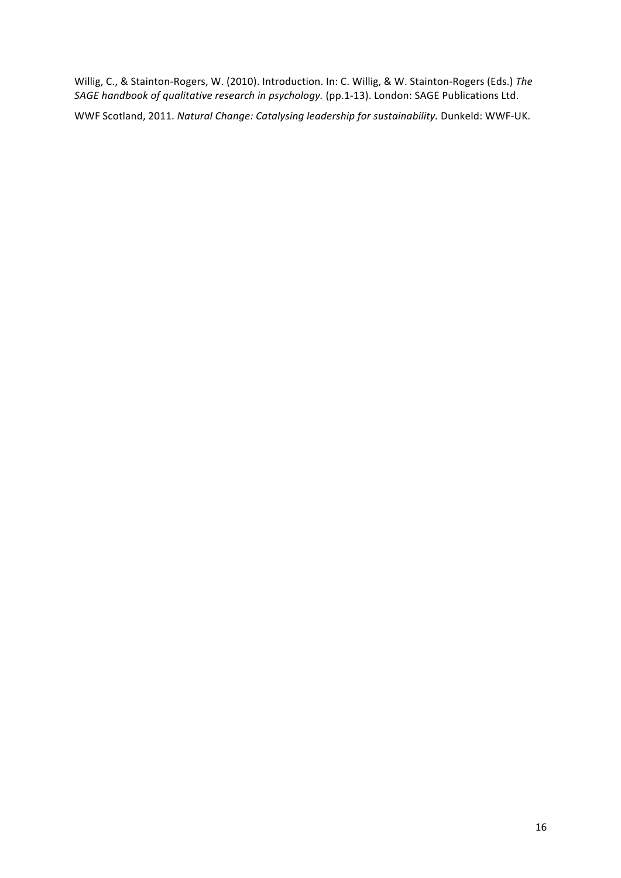Willig, C., & Stainton-Rogers, W. (2010). Introduction. In: C. Willig, & W. Stainton-Rogers (Eds.) *The SAGE handbook of qualitative research in psychology.* (pp.1-13). London: SAGE Publications Ltd.

WWF Scotland, 2011. *Natural Change: Catalysing leadership for sustainability.* Dunkeld: WWF-UK.